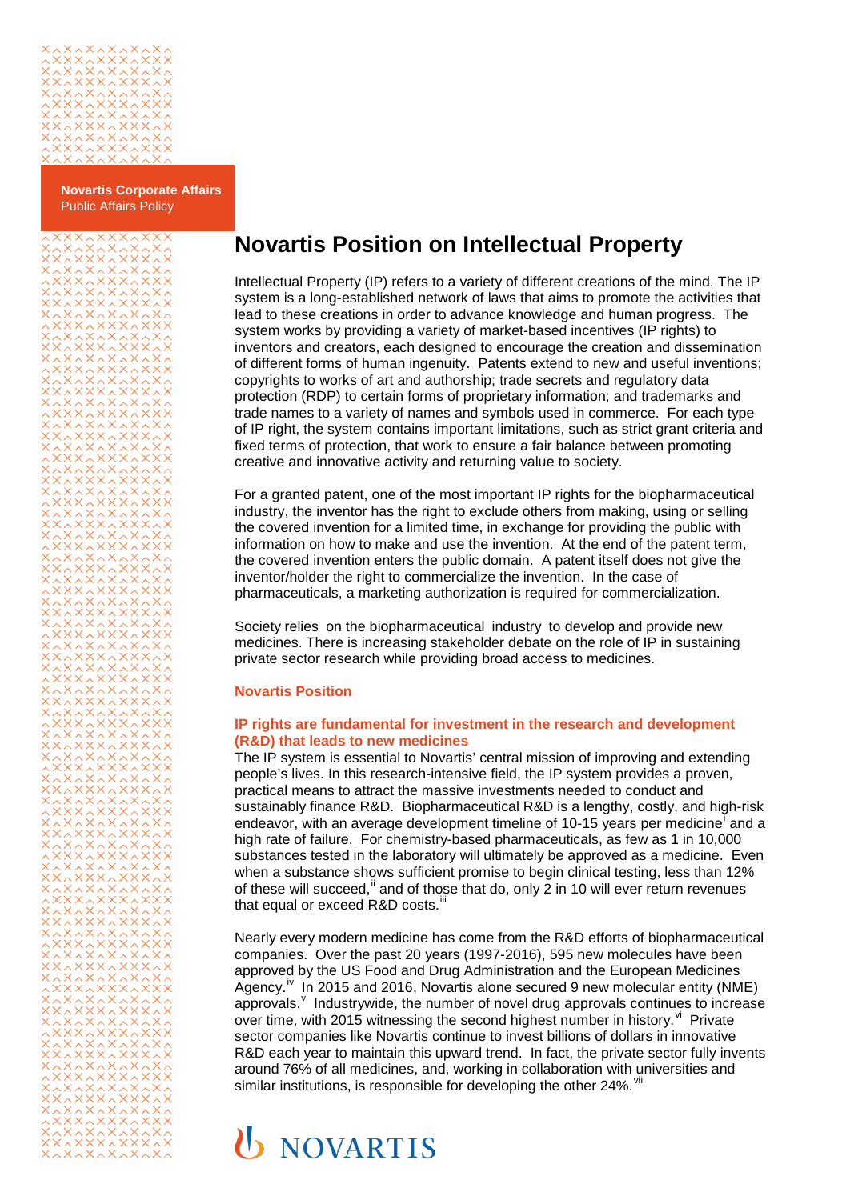**Novartis Corporate Affairs**
Public Affairs Policy

# Novartis Position on Intellectual Property

Intellectual Property (IP) refers to a variety of different creations of the mind. The IP system is a long-established network of laws that aims to promote the activities that lead to these creations in order to advance knowledge and human progress. The system works by providing a variety of market-based incentives (IP rights) to inventors and creators, each designed to encourage the creation and dissemination of different forms of human ingenuity. Patents extend to new and useful inventions; copyrights to works of art and authorship; trade secrets and regulatory data protection (RDP) to certain forms of proprietary information; and trademarks and trade names to a variety of names and symbols used in commerce. For each type of IP right, the system contains important limitations, such as strict grant criteria and fixed terms of protection, that work to ensure a fair balance between promoting creative and innovative activity and returning value to society.

For a granted patent, one of the most important IP rights for the biopharmaceutical industry, the inventor has the right to exclude others from making, using or selling the covered invention for a limited time, in exchange for providing the public with information on how to make and use the invention. At the end of the patent term, the covered invention enters the public domain. A patent itself does not give the inventor/holder the right to commercialize the invention. In the case of pharmaceuticals, a marketing authorization is required for commercialization.

Society relies on the biopharmaceutical industry to develop and provide new medicines. There is increasing stakeholder debate on the role of IP in sustaining private sector research while providing broad access to medicines.

## Novartis Position

### IP rights are fundamental for investment in the research and development (R&D) that leads to new medicines

The IP system is essential to Novartis' central mission of improving and extending people's lives. In this research-intensive field, the IP system provides a proven, practical means to attract the massive investments needed to conduct and sustainably finance R&D. Biopharmaceutical R&D is a lengthy, costly, and high-risk endeavor, with an average development timeline of 10-15 years per medicine[i] and a high rate of failure. For chemistry-based pharmaceuticals, as few as 1 in 10,000 substances tested in the laboratory will ultimately be approved as a medicine. Even when a substance shows sufficient promise to begin clinical testing, less than 12% of these will succeed,[ii] and of those that do, only 2 in 10 will ever return revenues that equal or exceed R&D costs.[iii]

Nearly every modern medicine has come from the R&D efforts of biopharmaceutical companies. Over the past 20 years (1997-2016), 595 new molecules have been approved by the US Food and Drug Administration and the European Medicines Agency.[iv] In 2015 and 2016, Novartis alone secured 9 new molecular entity (NME) approvals.[v] Industrywide, the number of novel drug approvals continues to increase over time, with 2015 witnessing the second highest number in history.[vi] Private sector companies like Novartis continue to invest billions of dollars in innovative R&D each year to maintain this upward trend. In fact, the private sector fully invents around 76% of all medicines, and, working in collaboration with universities and similar institutions, is responsible for developing the other 24%.[vii]

NOVARTIS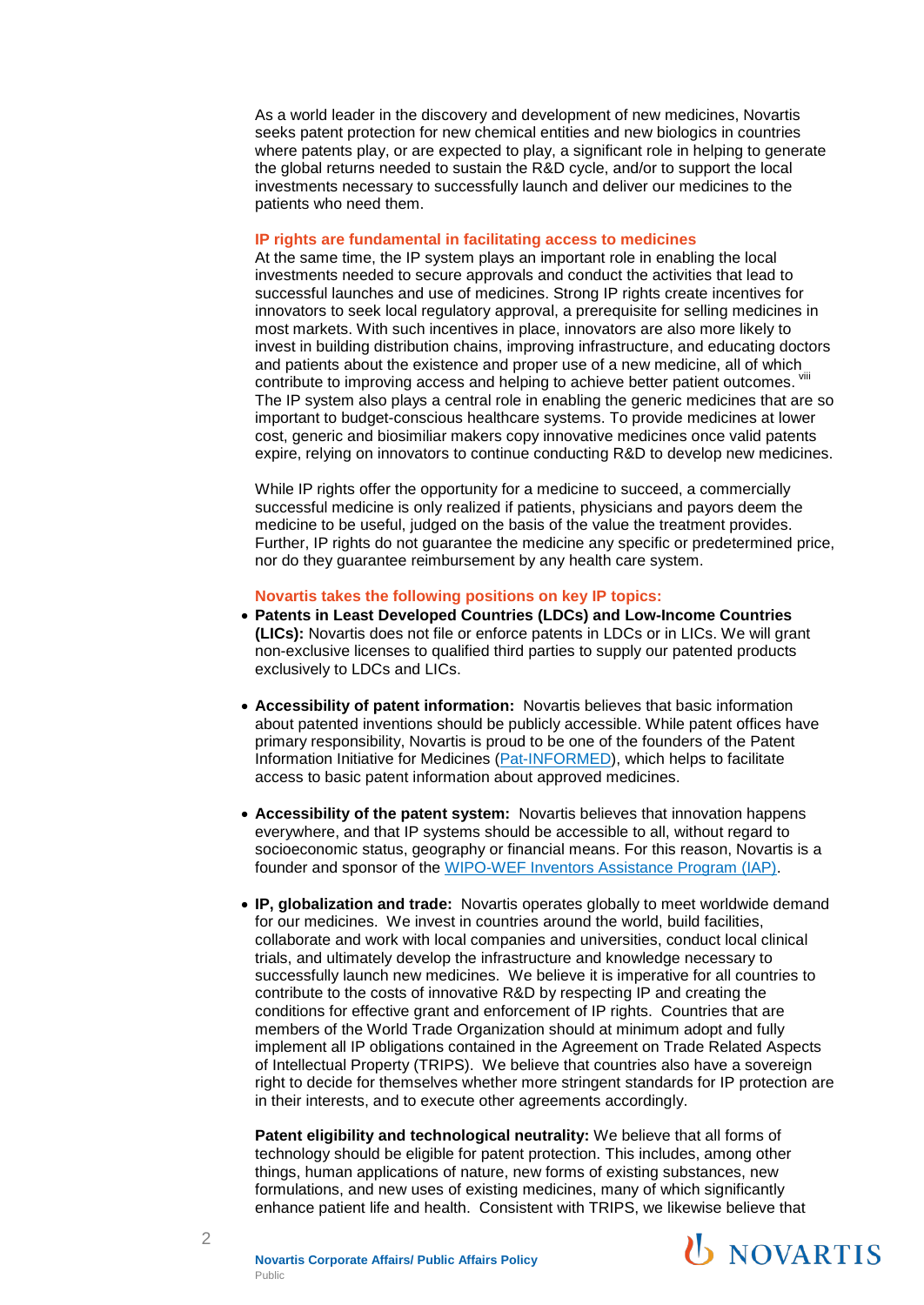As a world leader in the discovery and development of new medicines, Novartis seeks patent protection for new chemical entities and new biologics in countries where patents play, or are expected to play, a significant role in helping to generate the global returns needed to sustain the R&D cycle, and/or to support the local investments necessary to successfully launch and deliver our medicines to the patients who need them.

### IP rights are fundamental in facilitating access to medicines

At the same time, the IP system plays an important role in enabling the local investments needed to secure approvals and conduct the activities that lead to successful launches and use of medicines. Strong IP rights create incentives for innovators to seek local regulatory approval, a prerequisite for selling medicines in most markets. With such incentives in place, innovators are also more likely to invest in building distribution chains, improving infrastructure, and educating doctors and patients about the existence and proper use of a new medicine, all of which contribute to improving access and helping to achieve better patient outcomes. [viii] The IP system also plays a central role in enabling the generic medicines that are so important to budget-conscious healthcare systems. To provide medicines at lower cost, generic and biosimiliar makers copy innovative medicines once valid patents expire, relying on innovators to continue conducting R&D to develop new medicines.

While IP rights offer the opportunity for a medicine to succeed, a commercially successful medicine is only realized if patients, physicians and payors deem the medicine to be useful, judged on the basis of the value the treatment provides. Further, IP rights do not guarantee the medicine any specific or predetermined price, nor do they guarantee reimbursement by any health care system.

### Novartis takes the following positions on key IP topics:

- **Patents in Least Developed Countries (LDCs) and Low-Income Countries (LICs):** Novartis does not file or enforce patents in LDCs or in LICs. We will grant non-exclusive licenses to qualified third parties to supply our patented products exclusively to LDCs and LICs.

- **Accessibility of patent information:** Novartis believes that basic information about patented inventions should be publicly accessible. While patent offices have primary responsibility, Novartis is proud to be one of the founders of the Patent Information Initiative for Medicines (Pat-INFORMED), which helps to facilitate access to basic patent information about approved medicines.

- **Accessibility of the patent system:** Novartis believes that innovation happens everywhere, and that IP systems should be accessible to all, without regard to socioeconomic status, geography or financial means. For this reason, Novartis is a founder and sponsor of the WIPO-WEF Inventors Assistance Program (IAP).

- **IP, globalization and trade:** Novartis operates globally to meet worldwide demand for our medicines. We invest in countries around the world, build facilities, collaborate and work with local companies and universities, conduct local clinical trials, and ultimately develop the infrastructure and knowledge necessary to successfully launch new medicines. We believe it is imperative for all countries to contribute to the costs of innovative R&D by respecting IP and creating the conditions for effective grant and enforcement of IP rights. Countries that are members of the World Trade Organization should at minimum adopt and fully implement all IP obligations contained in the Agreement on Trade Related Aspects of Intellectual Property (TRIPS). We believe that countries also have a sovereign right to decide for themselves whether more stringent standards for IP protection are in their interests, and to execute other agreements accordingly.

  **Patent eligibility and technological neutrality:** We believe that all forms of technology should be eligible for patent protection. This includes, among other things, human applications of nature, new forms of existing substances, new formulations, and new uses of existing medicines, many of which significantly enhance patient life and health. Consistent with TRIPS, we likewise believe that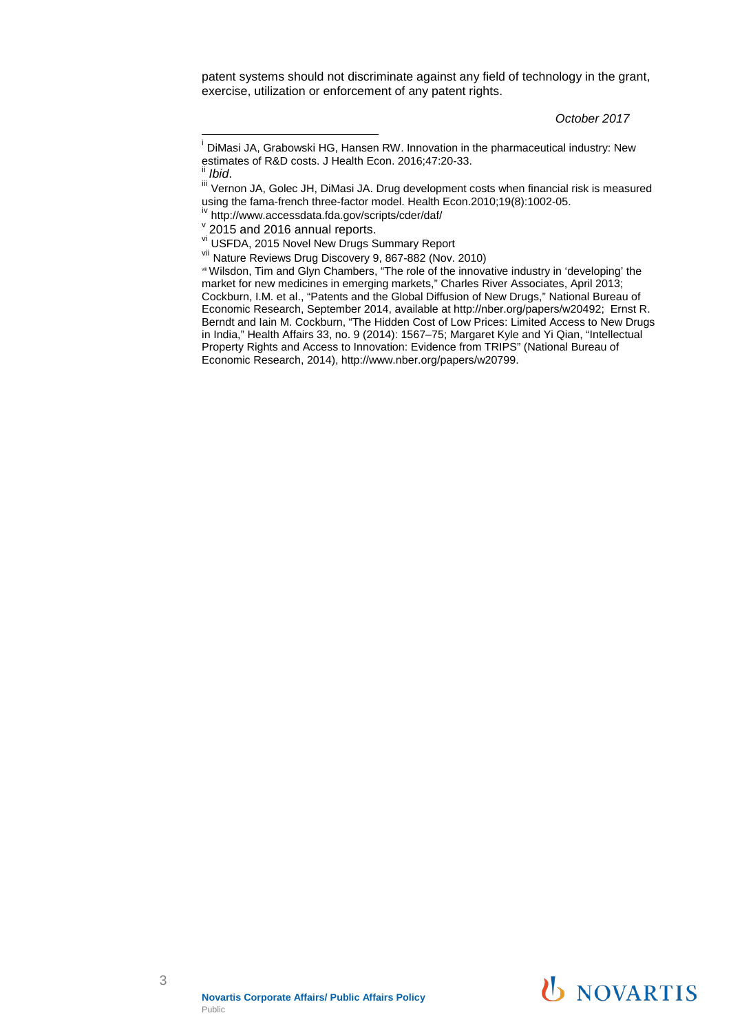patent systems should not discriminate against any field of technology in the grant, exercise, utilization or enforcement of any patent rights.

*October 2017*

---

[i] DiMasi JA, Grabowski HG, Hansen RW. Innovation in the pharmaceutical industry: New estimates of R&D costs. J Health Econ. 2016;47:20-33.

[ii] *Ibid*.

[iii] Vernon JA, Golec JH, DiMasi JA. Drug development costs when financial risk is measured using the fama-french three-factor model. Health Econ.2010;19(8):1002-05.

[iv] http://www.accessdata.fda.gov/scripts/cder/daf/

[v] 2015 and 2016 annual reports.

[vi] USFDA, 2015 Novel New Drugs Summary Report

[vii] Nature Reviews Drug Discovery 9, 867-882 (Nov. 2010)

[viii] Wilsdon, Tim and Glyn Chambers, "The role of the innovative industry in 'developing' the market for new medicines in emerging markets," Charles River Associates, April 2013; Cockburn, I.M. et al., "Patents and the Global Diffusion of New Drugs," National Bureau of Economic Research, September 2014, available at http://nber.org/papers/w20492; Ernst R. Berndt and Iain M. Cockburn, "The Hidden Cost of Low Prices: Limited Access to New Drugs in India," Health Affairs 33, no. 9 (2014): 1567–75; Margaret Kyle and Yi Qian, "Intellectual Property Rights and Access to Innovation: Evidence from TRIPS" (National Bureau of Economic Research, 2014), http://www.nber.org/papers/w20799.